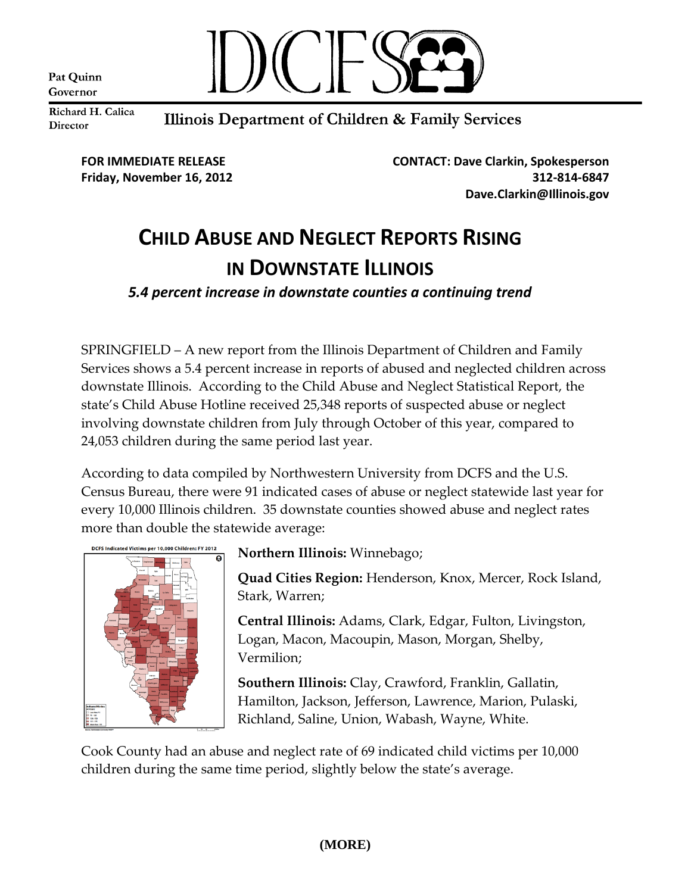Pat Quinn
Governor

Richard H. Calica
Director

DCFS

Illinois Department of Children & Family Services

**FOR IMMEDIATE RELEASE**
**Friday, November 16, 2012**

**CONTACT: Dave Clarkin, Spokesperson**
**312-814-6847**
**Dave.Clarkin@Illinois.gov**

# CHILD ABUSE AND NEGLECT REPORTS RISING IN DOWNSTATE ILLINOIS

***5.4 percent increase in downstate counties a continuing trend***

SPRINGFIELD – A new report from the Illinois Department of Children and Family Services shows a 5.4 percent increase in reports of abused and neglected children across downstate Illinois. According to the Child Abuse and Neglect Statistical Report, the state's Child Abuse Hotline received 25,348 reports of suspected abuse or neglect involving downstate children from July through October of this year, compared to 24,053 children during the same period last year.

According to data compiled by Northwestern University from DCFS and the U.S. Census Bureau, there were 91 indicated cases of abuse or neglect statewide last year for every 10,000 Illinois children. 35 downstate counties showed abuse and neglect rates more than double the statewide average:

DCFS Indicated Victims per 10,000 Children: FY 2012

**Northern Illinois:** Winnebago;

**Quad Cities Region:** Henderson, Knox, Mercer, Rock Island, Stark, Warren;

**Central Illinois:** Adams, Clark, Edgar, Fulton, Livingston, Logan, Macon, Macoupin, Mason, Morgan, Shelby, Vermilion;

**Southern Illinois:** Clay, Crawford, Franklin, Gallatin, Hamilton, Jackson, Jefferson, Lawrence, Marion, Pulaski, Richland, Saline, Union, Wabash, Wayne, White.

Cook County had an abuse and neglect rate of 69 indicated child victims per 10,000 children during the same time period, slightly below the state's average.

**(MORE)**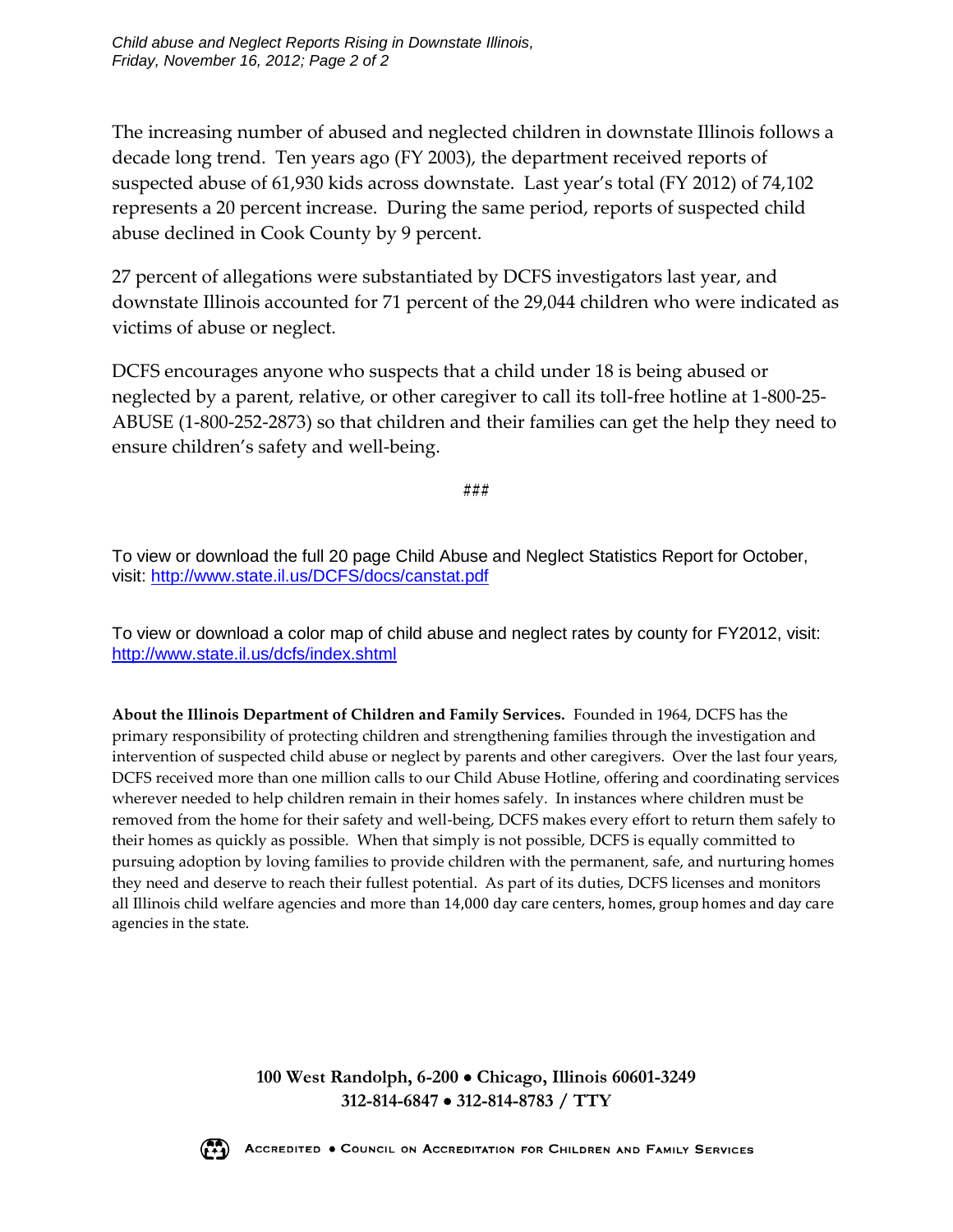The increasing number of abused and neglected children in downstate Illinois follows a decade long trend. Ten years ago (FY 2003), the department received reports of suspected abuse of 61,930 kids across downstate. Last year's total (FY 2012) of 74,102 represents a 20 percent increase. During the same period, reports of suspected child abuse declined in Cook County by 9 percent.

27 percent of allegations were substantiated by DCFS investigators last year, and downstate Illinois accounted for 71 percent of the 29,044 children who were indicated as victims of abuse or neglect.

DCFS encourages anyone who suspects that a child under 18 is being abused or neglected by a parent, relative, or other caregiver to call its toll-free hotline at 1-800-25-ABUSE (1-800-252-2873) so that children and their families can get the help they need to ensure children's safety and well-being.

###

To view or download the full 20 page Child Abuse and Neglect Statistics Report for October, visit: http://www.state.il.us/DCFS/docs/canstat.pdf

To view or download a color map of child abuse and neglect rates by county for FY2012, visit: http://www.state.il.us/dcfs/index.shtml

**About the Illinois Department of Children and Family Services.** Founded in 1964, DCFS has the primary responsibility of protecting children and strengthening families through the investigation and intervention of suspected child abuse or neglect by parents and other caregivers. Over the last four years, DCFS received more than one million calls to our Child Abuse Hotline, offering and coordinating services wherever needed to help children remain in their homes safely. In instances where children must be removed from the home for their safety and well-being, DCFS makes every effort to return them safely to their homes as quickly as possible. When that simply is not possible, DCFS is equally committed to pursuing adoption by loving families to provide children with the permanent, safe, and nurturing homes they need and deserve to reach their fullest potential. As part of its duties, DCFS licenses and monitors all Illinois child welfare agencies and more than 14,000 day care centers, homes, group homes and day care agencies in the state.

**100 West Randolph, 6-200 • Chicago, Illinois 60601-3249**
**312-814-6847 • 312-814-8783 / TTY**

ACCREDITED • COUNCIL ON ACCREDITATION FOR CHILDREN AND FAMILY SERVICES